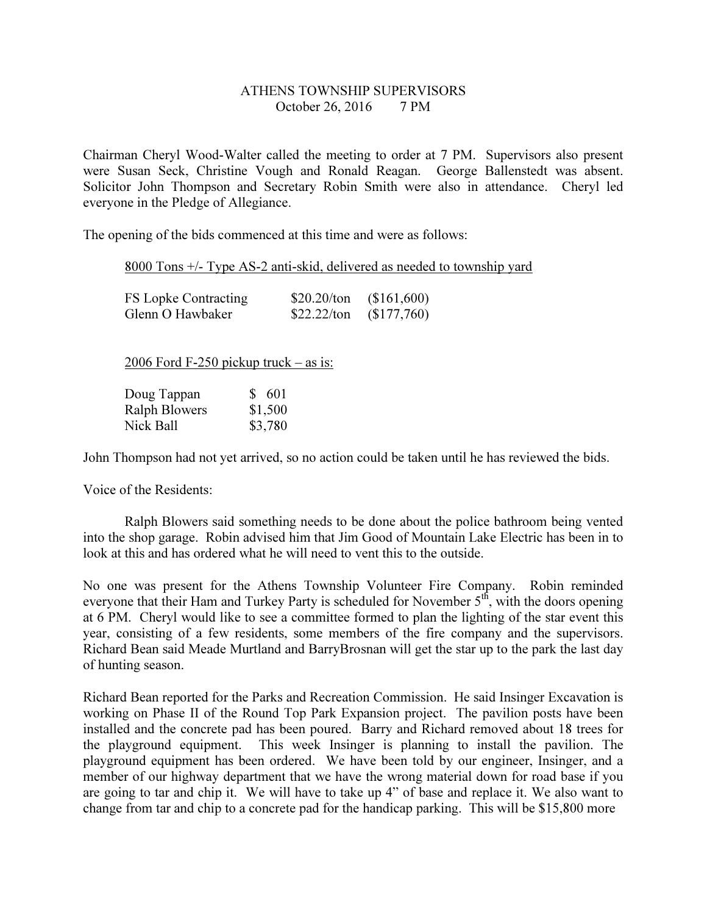# ATHENS TOWNSHIP SUPERVISORS

October 26, 2016 7 PM

Chairman Cheryl Wood-Walter called the meeting to order at 7 PM. Supervisors also present were Susan Seck, Christine Vough and Ronald Reagan. George Ballenstedt was absent. Solicitor John Thompson and Secretary Robin Smith were also in attendance. Cheryl led everyone in the Pledge of Allegiance.

The opening of the bids commenced at this time and were as follows:

<u>8000 Tons +/- Type AS-2 anti-skid, delivered as needed to township yard</u>

| | | |
|---|---|---|
| FS Lopke Contracting | $20.20/ton | ($161,600) |
| Glenn O Hawbaker | $22.22/ton | ($177,760) |

<u>2006 Ford F-250 pickup truck – as is:</u>

| | |
|---|---|
| Doug Tappan | $ 601 |
| Ralph Blowers | $1,500 |
| Nick Ball | $3,780 |

John Thompson had not yet arrived, so no action could be taken until he has reviewed the bids.

Voice of the Residents:

Ralph Blowers said something needs to be done about the police bathroom being vented into the shop garage. Robin advised him that Jim Good of Mountain Lake Electric has been in to look at this and has ordered what he will need to vent this to the outside.

No one was present for the Athens Township Volunteer Fire Company. Robin reminded everyone that their Ham and Turkey Party is scheduled for November 5th, with the doors opening at 6 PM. Cheryl would like to see a committee formed to plan the lighting of the star event this year, consisting of a few residents, some members of the fire company and the supervisors. Richard Bean said Meade Murtland and BarryBrosnan will get the star up to the park the last day of hunting season.

Richard Bean reported for the Parks and Recreation Commission. He said Insinger Excavation is working on Phase II of the Round Top Park Expansion project. The pavilion posts have been installed and the concrete pad has been poured. Barry and Richard removed about 18 trees for the playground equipment. This week Insinger is planning to install the pavilion. The playground equipment has been ordered. We have been told by our engineer, Insinger, and a member of our highway department that we have the wrong material down for road base if you are going to tar and chip it. We will have to take up 4" of base and replace it. We also want to change from tar and chip to a concrete pad for the handicap parking. This will be $15,800 more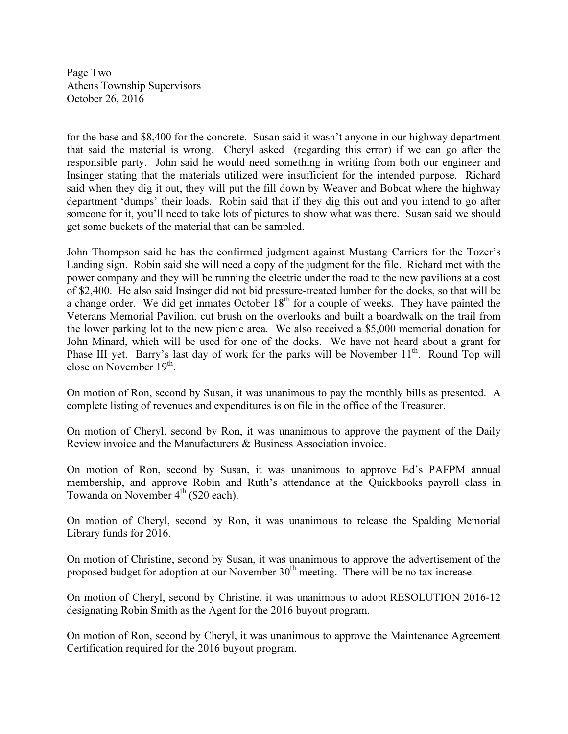for the base and $8,400 for the concrete. Susan said it wasn't anyone in our highway department that said the material is wrong. Cheryl asked (regarding this error) if we can go after the responsible party. John said he would need something in writing from both our engineer and Insinger stating that the materials utilized were insufficient for the intended purpose. Richard said when they dig it out, they will put the fill down by Weaver and Bobcat where the highway department 'dumps' their loads. Robin said that if they dig this out and you intend to go after someone for it, you'll need to take lots of pictures to show what was there. Susan said we should get some buckets of the material that can be sampled.

John Thompson said he has the confirmed judgment against Mustang Carriers for the Tozer's Landing sign. Robin said she will need a copy of the judgment for the file. Richard met with the power company and they will be running the electric under the road to the new pavilions at a cost of $2,400. He also said Insinger did not bid pressure-treated lumber for the docks, so that will be a change order. We did get inmates October 18th for a couple of weeks. They have painted the Veterans Memorial Pavilion, cut brush on the overlooks and built a boardwalk on the trail from the lower parking lot to the new picnic area. We also received a $5,000 memorial donation for John Minard, which will be used for one of the docks. We have not heard about a grant for Phase III yet. Barry's last day of work for the parks will be November 11th. Round Top will close on November 19th.

On motion of Ron, second by Susan, it was unanimous to pay the monthly bills as presented. A complete listing of revenues and expenditures is on file in the office of the Treasurer.

On motion of Cheryl, second by Ron, it was unanimous to approve the payment of the Daily Review invoice and the Manufacturers & Business Association invoice.

On motion of Ron, second by Susan, it was unanimous to approve Ed's PAFPM annual membership, and approve Robin and Ruth's attendance at the Quickbooks payroll class in Towanda on November 4th ($20 each).

On motion of Cheryl, second by Ron, it was unanimous to release the Spalding Memorial Library funds for 2016.

On motion of Christine, second by Susan, it was unanimous to approve the advertisement of the proposed budget for adoption at our November 30th meeting. There will be no tax increase.

On motion of Cheryl, second by Christine, it was unanimous to adopt RESOLUTION 2016-12 designating Robin Smith as the Agent for the 2016 buyout program.

On motion of Ron, second by Cheryl, it was unanimous to approve the Maintenance Agreement Certification required for the 2016 buyout program.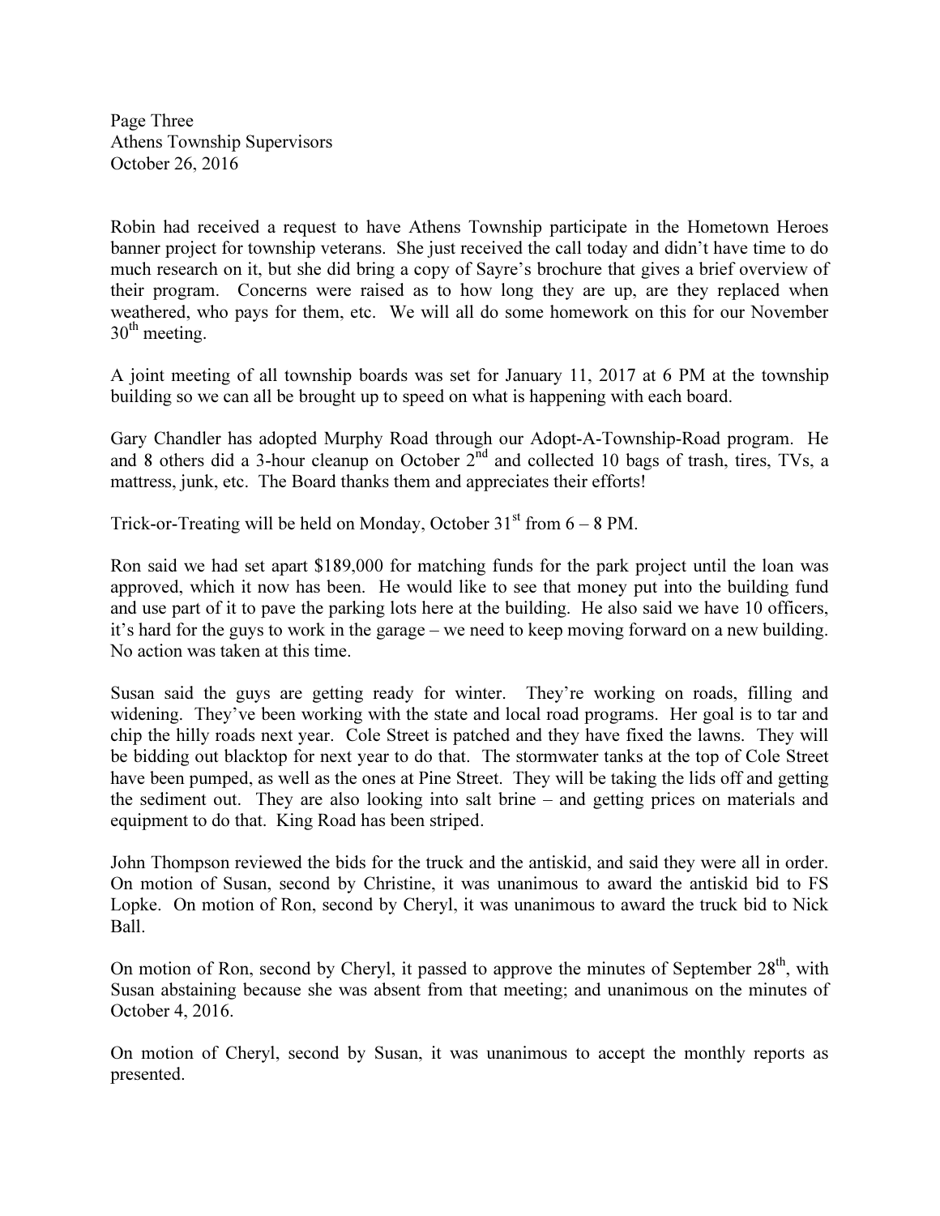Robin had received a request to have Athens Township participate in the Hometown Heroes banner project for township veterans. She just received the call today and didn't have time to do much research on it, but she did bring a copy of Sayre's brochure that gives a brief overview of their program. Concerns were raised as to how long they are up, are they replaced when weathered, who pays for them, etc. We will all do some homework on this for our November 30th meeting.

A joint meeting of all township boards was set for January 11, 2017 at 6 PM at the township building so we can all be brought up to speed on what is happening with each board.

Gary Chandler has adopted Murphy Road through our Adopt-A-Township-Road program. He and 8 others did a 3-hour cleanup on October 2nd and collected 10 bags of trash, tires, TVs, a mattress, junk, etc. The Board thanks them and appreciates their efforts!

Trick-or-Treating will be held on Monday, October 31st from 6 – 8 PM.

Ron said we had set apart $189,000 for matching funds for the park project until the loan was approved, which it now has been. He would like to see that money put into the building fund and use part of it to pave the parking lots here at the building. He also said we have 10 officers, it's hard for the guys to work in the garage – we need to keep moving forward on a new building. No action was taken at this time.

Susan said the guys are getting ready for winter. They're working on roads, filling and widening. They've been working with the state and local road programs. Her goal is to tar and chip the hilly roads next year. Cole Street is patched and they have fixed the lawns. They will be bidding out blacktop for next year to do that. The stormwater tanks at the top of Cole Street have been pumped, as well as the ones at Pine Street. They will be taking the lids off and getting the sediment out. They are also looking into salt brine – and getting prices on materials and equipment to do that. King Road has been striped.

John Thompson reviewed the bids for the truck and the antiskid, and said they were all in order. On motion of Susan, second by Christine, it was unanimous to award the antiskid bid to FS Lopke. On motion of Ron, second by Cheryl, it was unanimous to award the truck bid to Nick Ball.

On motion of Ron, second by Cheryl, it passed to approve the minutes of September 28th, with Susan abstaining because she was absent from that meeting; and unanimous on the minutes of October 4, 2016.

On motion of Cheryl, second by Susan, it was unanimous to accept the monthly reports as presented.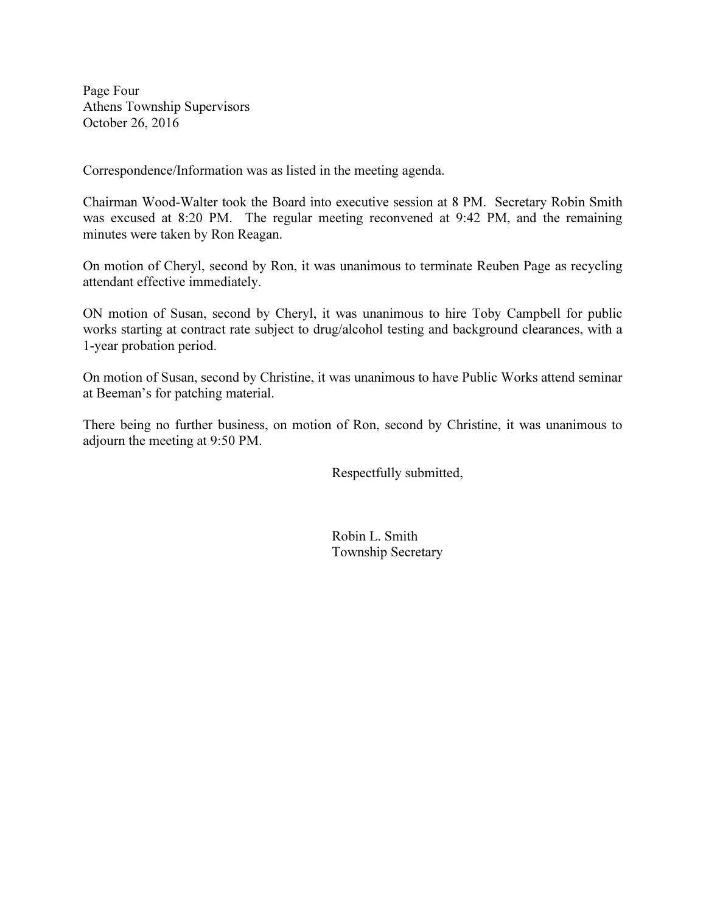Correspondence/Information was as listed in the meeting agenda.

Chairman Wood-Walter took the Board into executive session at 8 PM. Secretary Robin Smith was excused at 8:20 PM. The regular meeting reconvened at 9:42 PM, and the remaining minutes were taken by Ron Reagan.

On motion of Cheryl, second by Ron, it was unanimous to terminate Reuben Page as recycling attendant effective immediately.

ON motion of Susan, second by Cheryl, it was unanimous to hire Toby Campbell for public works starting at contract rate subject to drug/alcohol testing and background clearances, with a 1-year probation period.

On motion of Susan, second by Christine, it was unanimous to have Public Works attend seminar at Beeman's for patching material.

There being no further business, on motion of Ron, second by Christine, it was unanimous to adjourn the meeting at 9:50 PM.

Respectfully submitted,

Robin L. Smith
Township Secretary